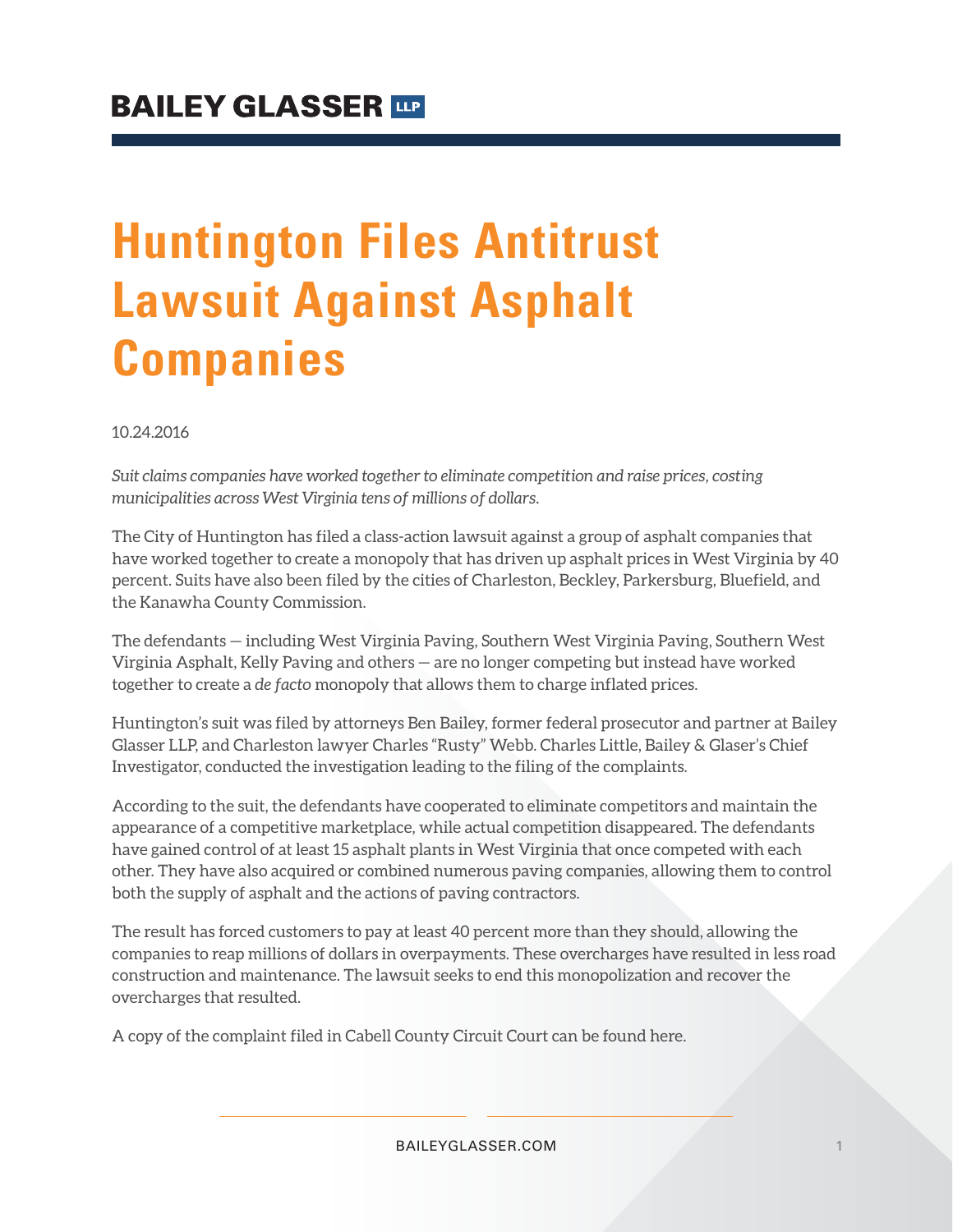# Huntington Files Antitrust Lawsuit Against Asphalt Companies

10.24.2016

*Suit claims companies have worked together to eliminate competition and raise prices, costing municipalities across West Virginia tens of millions of dollars.*

The City of Huntington has filed a class-action lawsuit against a group of asphalt companies that have worked together to create a monopoly that has driven up asphalt prices in West Virginia by 40 percent. Suits have also been filed by the cities of Charleston, Beckley, Parkersburg, Bluefield, and the Kanawha County Commission.

The defendants — including West Virginia Paving, Southern West Virginia Paving, Southern West Virginia Asphalt, Kelly Paving and others — are no longer competing but instead have worked together to create a *de facto* monopoly that allows them to charge inflated prices.

Huntington's suit was filed by attorneys Ben Bailey, former federal prosecutor and partner at Bailey Glasser LLP, and Charleston lawyer Charles "Rusty" Webb. Charles Little, Bailey & Glaser's Chief Investigator, conducted the investigation leading to the filing of the complaints.

According to the suit, the defendants have cooperated to eliminate competitors and maintain the appearance of a competitive marketplace, while actual competition disappeared. The defendants have gained control of at least 15 asphalt plants in West Virginia that once competed with each other. They have also acquired or combined numerous paving companies, allowing them to control both the supply of asphalt and the actions of paving contractors.

The result has forced customers to pay at least 40 percent more than they should, allowing the companies to reap millions of dollars in overpayments. These overcharges have resulted in less road construction and maintenance. The lawsuit seeks to end this monopolization and recover the overcharges that resulted.

A copy of the complaint filed in Cabell County Circuit Court can be found here.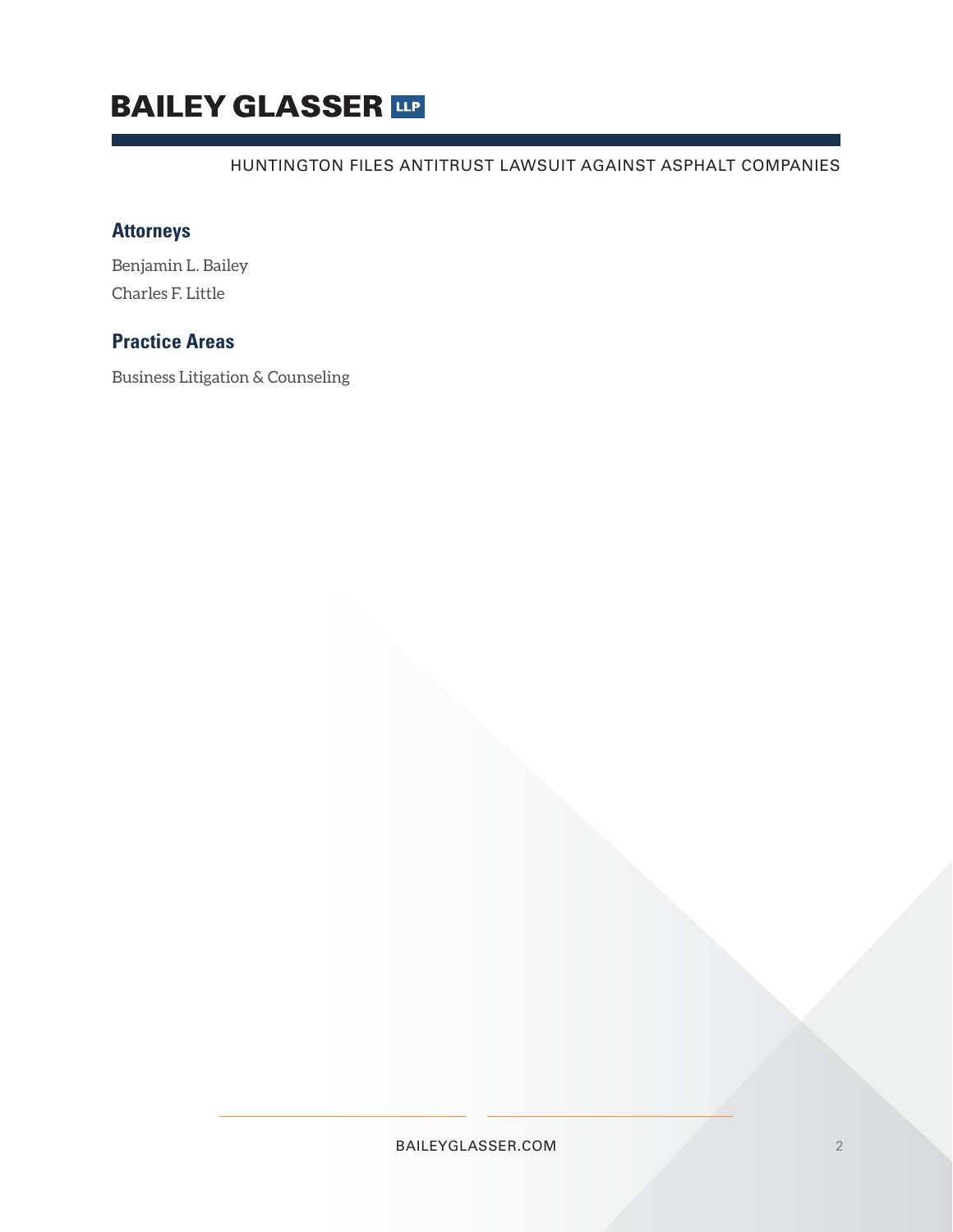## Attorneys

Benjamin L. Bailey

Charles F. Little

## Practice Areas

Business Litigation & Counseling